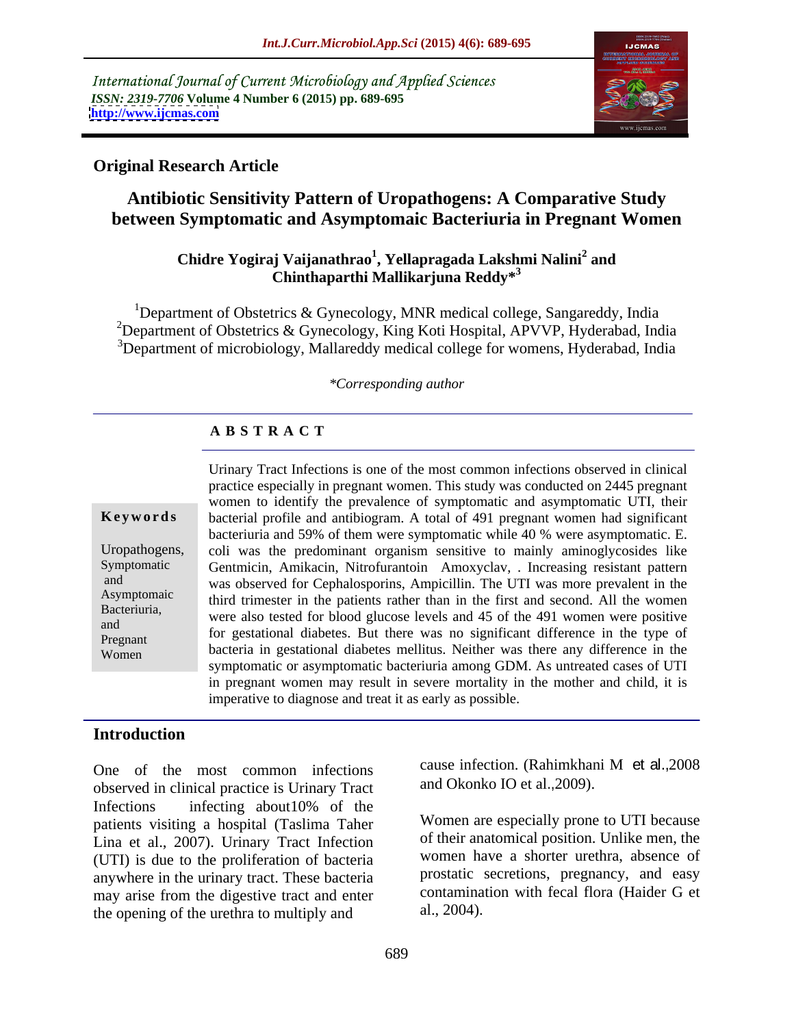International Journal of Current Microbiology and Applied Sciences
*ISSN: 2319-7706* **Volume 4 Number 6 (2015) pp. 689-695**
**http://www.ijcmas.com**

**Original Research Article**

# Antibiotic Sensitivity Pattern of Uropathogens: A Comparative Study between Symptomatic and Asymptomaic Bacteriuria in Pregnant Women

**Chidre Yogiraj Vaijanathrao[1], Yellapragada Lakshmi Nalini[2] and Chinthaparthi Mallikarjuna Reddy*[3]**

[1]Department of Obstetrics & Gynecology, MNR medical college, Sangareddy, India
[2]Department of Obstetrics & Gynecology, King Koti Hospital, APVVP, Hyderabad, India
[3]Department of microbiology, Mallareddy medical college for womens, Hyderabad, India

*\*Corresponding author*

## ABSTRACT

**Keywords**

Uropathogens, Symptomatic and Asymptomaic Bacteriuria, and Pregnant Women

Urinary Tract Infections is one of the most common infections observed in clinical practice especially in pregnant women. This study was conducted on 2445 pregnant women to identify the prevalence of symptomatic and asymptomatic UTI, their bacterial profile and antibiogram. A total of 491 pregnant women had significant bacteriuria and 59% of them were symptomatic while 40 % were asymptomatic. E. coli was the predominant organism sensitive to mainly aminoglycosides like Gentmicin, Amikacin, Nitrofurantoin Amoxyclav, . Increasing resistant pattern was observed for Cephalosporins, Ampicillin. The UTI was more prevalent in the third trimester in the patients rather than in the first and second. All the women were also tested for blood glucose levels and 45 of the 491 women were positive for gestational diabetes. But there was no significant difference in the type of bacteria in gestational diabetes mellitus. Neither was there any difference in the symptomatic or asymptomatic bacteriuria among GDM. As untreated cases of UTI in pregnant women may result in severe mortality in the mother and child, it is imperative to diagnose and treat it as early as possible.

## Introduction

One of the most common infections observed in clinical practice is Urinary Tract Infections infecting about10% of the patients visiting a hospital (Taslima Taher Lina et al., 2007). Urinary Tract Infection (UTI) is due to the proliferation of bacteria anywhere in the urinary tract. These bacteria may arise from the digestive tract and enter the opening of the urethra to multiply and cause infection. (Rahimkhani M *et al*.,2008 and Okonko IO et al.,2009).

Women are especially prone to UTI because of their anatomical position. Unlike men, the women have a shorter urethra, absence of prostatic secretions, pregnancy, and easy contamination with fecal flora (Haider G et al., 2004).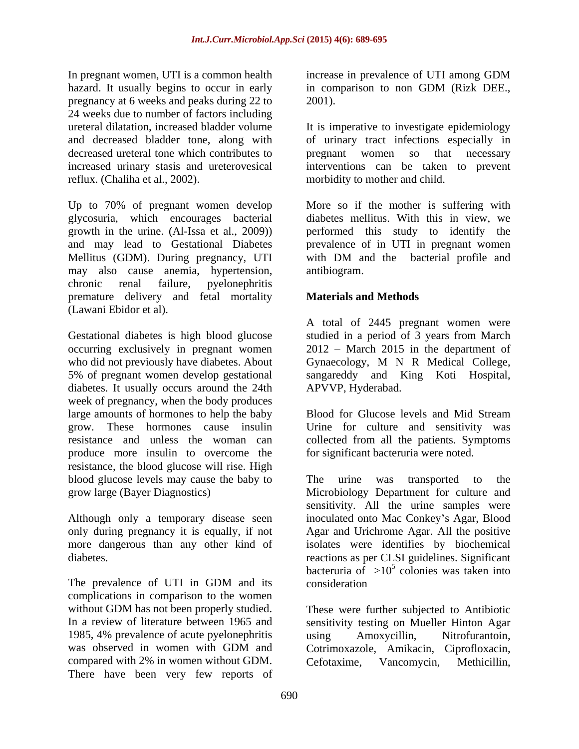In pregnant women, UTI is a common health hazard. It usually begins to occur in early pregnancy at 6 weeks and peaks during 22 to 24 weeks due to number of factors including ureteral dilatation, increased bladder volume and decreased bladder tone, along with decreased ureteral tone which contributes to increased urinary stasis and ureterovesical reflux. (Chaliha et al., 2002).

Up to 70% of pregnant women develop glycosuria, which encourages bacterial growth in the urine. (Al-Issa et al., 2009)) and may lead to Gestational Diabetes Mellitus (GDM). During pregnancy, UTI may also cause anemia, hypertension, chronic renal failure, pyelonephritis premature delivery and fetal mortality (Lawani Ebidor et al).

Gestational diabetes is high blood glucose occurring exclusively in pregnant women who did not previously have diabetes. About 5% of pregnant women develop gestational diabetes. It usually occurs around the 24th week of pregnancy, when the body produces large amounts of hormones to help the baby grow. These hormones cause insulin resistance and unless the woman can produce more insulin to overcome the resistance, the blood glucose will rise. High blood glucose levels may cause the baby to grow large (Bayer Diagnostics)

Although only a temporary disease seen only during pregnancy it is equally, if not more dangerous than any other kind of diabetes.

The prevalence of UTI in GDM and its complications in comparison to the women without GDM has not been properly studied. In a review of literature between 1965 and 1985, 4% prevalence of acute pyelonephritis was observed in women with GDM and compared with 2% in women without GDM. There have been very few reports of increase in prevalence of UTI among GDM in comparison to non GDM (Rizk DEE., 2001).

It is imperative to investigate epidemiology of urinary tract infections especially in pregnant women so that necessary interventions can be taken to prevent morbidity to mother and child.

More so if the mother is suffering with diabetes mellitus. With this in view, we performed this study to identify the prevalence of in UTI in pregnant women with DM and the bacterial profile and antibiogram.

## Materials and Methods

A total of 2445 pregnant women were studied in a period of 3 years from March 2012 – March 2015 in the department of Gynaecology, M N R Medical College, sangareddy and King Koti Hospital, APVVP, Hyderabad.

Blood for Glucose levels and Mid Stream Urine for culture and sensitivity was collected from all the patients. Symptoms for significant bacteruria were noted.

The urine was transported to the Microbiology Department for culture and sensitivity. All the urine samples were inoculated onto Mac Conkey's Agar, Blood Agar and Urichrome Agar. All the positive isolates were identifies by biochemical reactions as per CLSI guidelines. Significant bacteruria of $>10^5$ colonies was taken into consideration

These were further subjected to Antibiotic sensitivity testing on Mueller Hinton Agar using Amoxycillin, Nitrofurantoin, Cotrimoxazole, Amikacin, Ciprofloxacin, Cefotaxime, Vancomycin, Methicillin,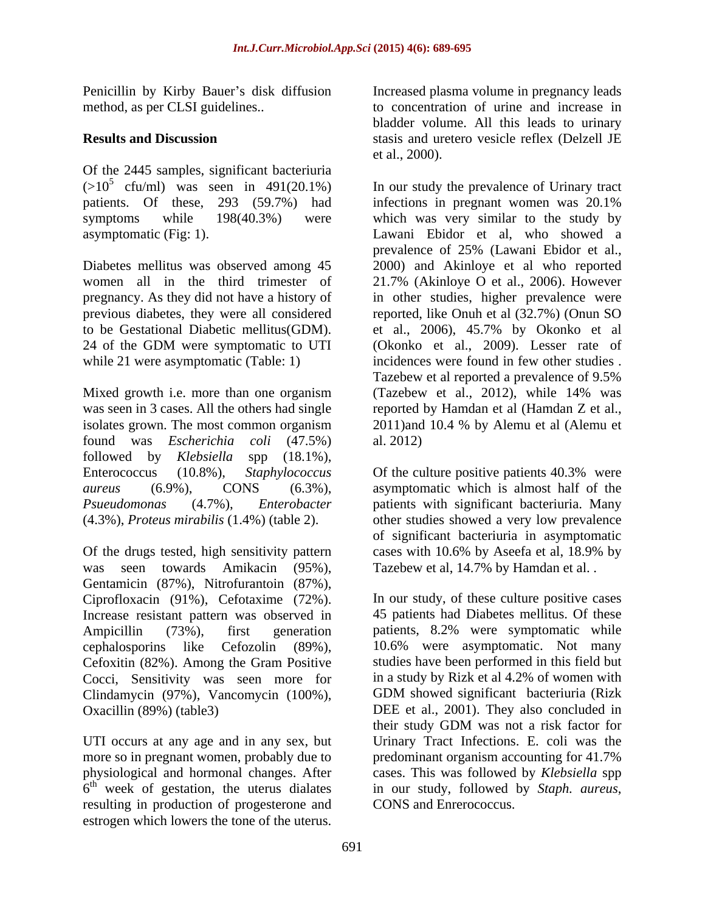Penicillin by Kirby Bauer's disk diffusion method, as per CLSI guidelines..

## Results and Discussion

Of the 2445 samples, significant bacteriuria ($>10^5$ cfu/ml) was seen in 491(20.1%) patients. Of these, 293 (59.7%) had symptoms while 198(40.3%) were asymptomatic (Fig: 1).

Diabetes mellitus was observed among 45 women all in the third trimester of pregnancy. As they did not have a history of previous diabetes, they were all considered to be Gestational Diabetic mellitus(GDM). 24 of the GDM were symptomatic to UTI while 21 were asymptomatic (Table: 1)

Mixed growth i.e. more than one organism was seen in 3 cases. All the others had single isolates grown. The most common organism found was *Escherichia coli* (47.5%) followed by *Klebsiella* spp (18.1%), Enterococcus (10.8%), *Staphylococcus aureus* (6.9%), CONS (6.3%), *Psueudomonas* (4.7%), *Enterobacter* (4.3%), *Proteus mirabilis* (1.4%) (table 2).

Of the drugs tested, high sensitivity pattern was seen towards Amikacin (95%), Gentamicin (87%), Nitrofurantoin (87%), Ciprofloxacin (91%), Cefotaxime (72%). Increase resistant pattern was observed in Ampicillin (73%), first generation cephalosporins like Cefozolin (89%), Cefoxitin (82%). Among the Gram Positive Cocci, Sensitivity was seen more for Clindamycin (97%), Vancomycin (100%), Oxacillin (89%) (table3)

UTI occurs at any age and in any sex, but more so in pregnant women, probably due to physiological and hormonal changes. After 6th week of gestation, the uterus dialates resulting in production of progesterone and estrogen which lowers the tone of the uterus. Increased plasma volume in pregnancy leads to concentration of urine and increase in bladder volume. All this leads to urinary stasis and uretero vesicle reflex (Delzell JE et al., 2000).

In our study the prevalence of Urinary tract infections in pregnant women was 20.1% which was very similar to the study by Lawani Ebidor et al, who showed a prevalence of 25% (Lawani Ebidor et al., 2000) and Akinloye et al who reported 21.7% (Akinloye O et al., 2006). However in other studies, higher prevalence were reported, like Onuh et al (32.7%) (Onun SO et al., 2006), 45.7% by Okonko et al (Okonko et al., 2009). Lesser rate of incidences were found in few other studies . Tazebew et al reported a prevalence of 9.5% (Tazebew et al., 2012), while 14% was reported by Hamdan et al (Hamdan Z et al., 2011)and 10.4 % by Alemu et al (Alemu et al. 2012)

Of the culture positive patients 40.3% were asymptomatic which is almost half of the patients with significant bacteriuria. Many other studies showed a very low prevalence of significant bacteriuria in asymptomatic cases with 10.6% by Aseefa et al, 18.9% by Tazebew et al, 14.7% by Hamdan et al. .

In our study, of these culture positive cases 45 patients had Diabetes mellitus. Of these patients, 8.2% were symptomatic while 10.6% were asymptomatic. Not many studies have been performed in this field but in a study by Rizk et al 4.2% of women with GDM showed significant bacteriuria (Rizk DEE et al., 2001). They also concluded in their study GDM was not a risk factor for Urinary Tract Infections. E. coli was the predominant organism accounting for 41.7% cases. This was followed by *Klebsiella* spp in our study, followed by *Staph. aureus*, CONS and Enrerococcus.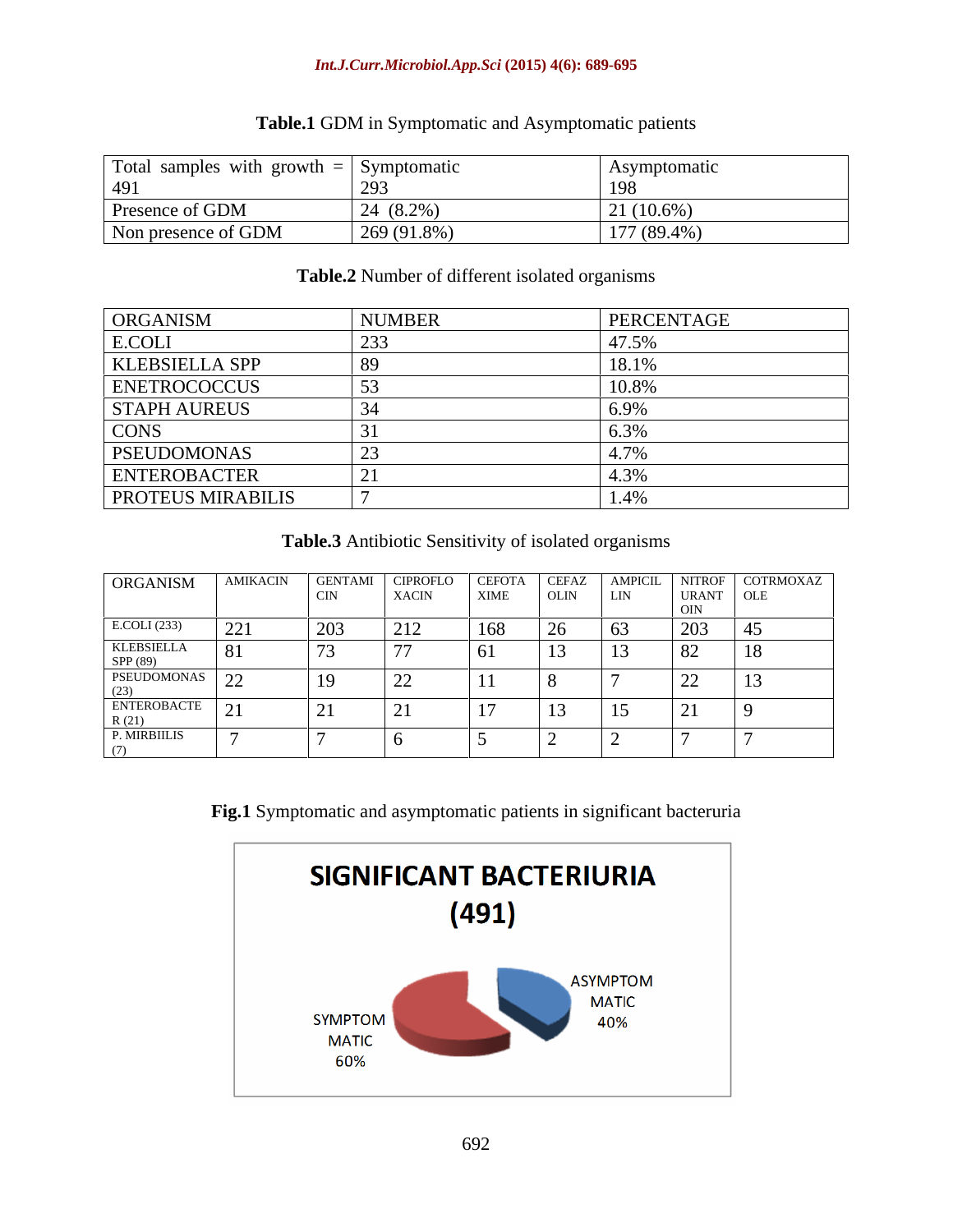**Table.1** GDM in Symptomatic and Asymptomatic patients

| Total samples with growth = 491 | Symptomatic 293 | Asymptomatic 198 |
|---|---|---|
| Presence of GDM | 24 (8.2%) | 21 (10.6%) |
| Non presence of GDM | 269 (91.8%) | 177 (89.4%) |

**Table.2** Number of different isolated organisms

| ORGANISM | NUMBER | PERCENTAGE |
|---|---|---|
| E.COLI | 233 | 47.5% |
| KLEBSIELLA SPP | 89 | 18.1% |
| ENETROCOCCUS | 53 | 10.8% |
| STAPH AUREUS | 34 | 6.9% |
| CONS | 31 | 6.3% |
| PSEUDOMONAS | 23 | 4.7% |
| ENTEROBACTER | 21 | 4.3% |
| PROTEUS MIRABILIS | 7 | 1.4% |

**Table.3** Antibiotic Sensitivity of isolated organisms

| ORGANISM | AMIKACIN | GENTAMICIN | CIPROFLOXACIN | CEFOTAXIME | CEFAZOLIN | AMPICILLIN | NITROFURANTOIN | COTRMOXAZOLE |
|---|---|---|---|---|---|---|---|---|
| E.COLI (233) | 221 | 203 | 212 | 168 | 26 | 63 | 203 | 45 |
| KLEBSIELLA SPP (89) | 81 | 73 | 77 | 61 | 13 | 13 | 82 | 18 |
| PSEUDOMONAS (23) | 22 | 19 | 22 | 11 | 8 | 7 | 22 | 13 |
| ENTEROBACTER (21) | 21 | 21 | 21 | 17 | 13 | 15 | 21 | 9 |
| P. MIRBIILIS (7) | 7 | 7 | 6 | 5 | 2 | 2 | 7 | 7 |

**Fig.1** Symptomatic and asymptomatic patients in significant bacteriuria

SIGNIFICANT BACTERIURIA (491)

SYMPTOMATIC 60%

ASYMPTOMMATIC 40%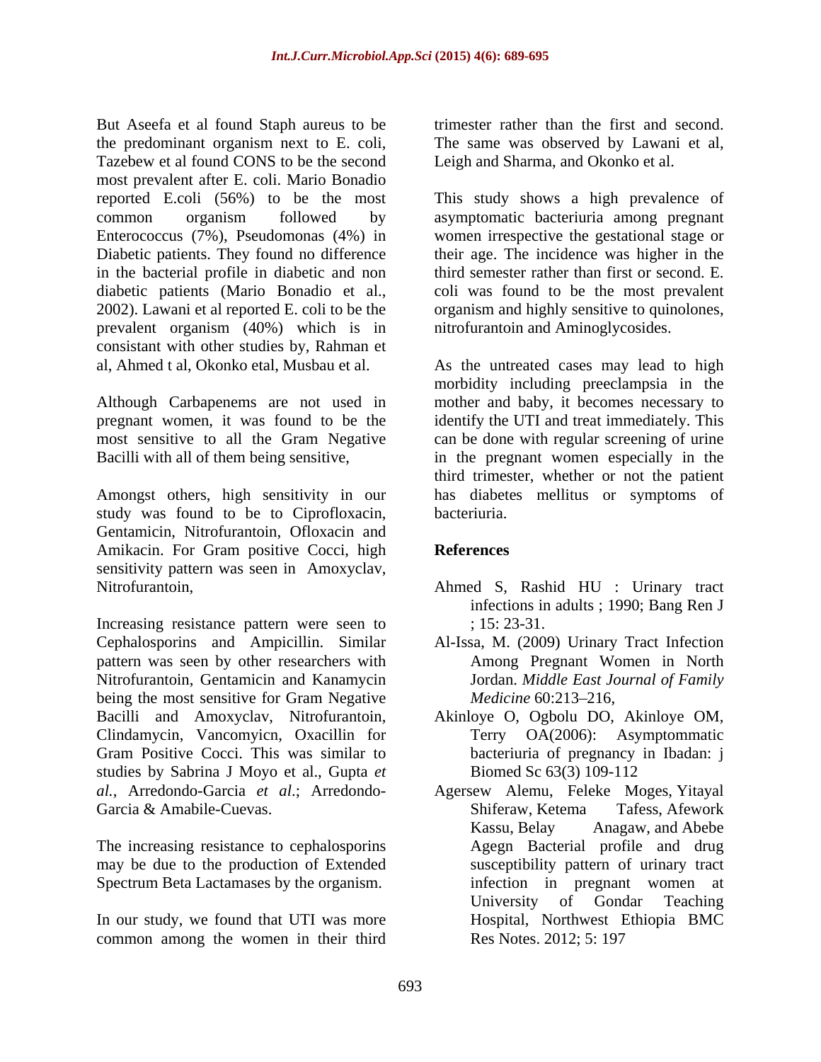But Aseefa et al found Staph aureus to be the predominant organism next to E. coli, Tazebew et al found CONS to be the second most prevalent after E. coli. Mario Bonadio reported E.coli (56%) to be the most common organism followed by Enterococcus (7%), Pseudomonas (4%) in Diabetic patients. They found no difference in the bacterial profile in diabetic and non diabetic patients (Mario Bonadio et al., 2002). Lawani et al reported E. coli to be the prevalent organism (40%) which is in consistant with other studies by, Rahman et al, Ahmed t al, Okonko etal, Musbau et al.

Although Carbapenems are not used in pregnant women, it was found to be the most sensitive to all the Gram Negative Bacilli with all of them being sensitive,

Amongst others, high sensitivity in our study was found to be to Ciprofloxacin, Gentamicin, Nitrofurantoin, Ofloxacin and Amikacin. For Gram positive Cocci, high sensitivity pattern was seen in Amoxyclav, Nitrofurantoin,

Increasing resistance pattern were seen to Cephalosporins and Ampicillin. Similar pattern was seen by other researchers with Nitrofurantoin, Gentamicin and Kanamycin being the most sensitive for Gram Negative Bacilli and Amoxyclav, Nitrofurantoin, Clindamycin, Vancomyicn, Oxacillin for Gram Positive Cocci. This was similar to studies by Sabrina J Moyo et al., Gupta *et al.*, Arredondo-Garcia *et al*.; Arredondo-Garcia & Amabile-Cuevas.

The increasing resistance to cephalosporins may be due to the production of Extended Spectrum Beta Lactamases by the organism.

In our study, we found that UTI was more common among the women in their third trimester rather than the first and second. The same was observed by Lawani et al, Leigh and Sharma, and Okonko et al.

This study shows a high prevalence of asymptomatic bacteriuria among pregnant women irrespective the gestational stage or their age. The incidence was higher in the third semester rather than first or second. E. coli was found to be the most prevalent organism and highly sensitive to quinolones, nitrofurantoin and Aminoglycosides.

As the untreated cases may lead to high morbidity including preeclampsia in the mother and baby, it becomes necessary to identify the UTI and treat immediately. This can be done with regular screening of urine in the pregnant women especially in the third trimester, whether or not the patient has diabetes mellitus or symptoms of bacteriuria.

## References

Ahmed S, Rashid HU : Urinary tract infections in adults ; 1990; Bang Ren J ; 15: 23-31.

Al-Issa, M. (2009) Urinary Tract Infection Among Pregnant Women in North Jordan. *Middle East Journal of Family Medicine* 60:213–216,

Akinloye O, Ogbolu DO, Akinloye OM, Terry OA(2006): Asymptommatic bacteriuria of pregnancy in Ibadan: j Biomed Sc 63(3) 109-112

Agersew Alemu, Feleke Moges, Yitayal Shiferaw, Ketema Tafess, Afework Kassu, Belay Anagaw, and Abebe Agegn Bacterial profile and drug susceptibility pattern of urinary tract infection in pregnant women at University of Gondar Teaching Hospital, Northwest Ethiopia BMC Res Notes. 2012; 5: 197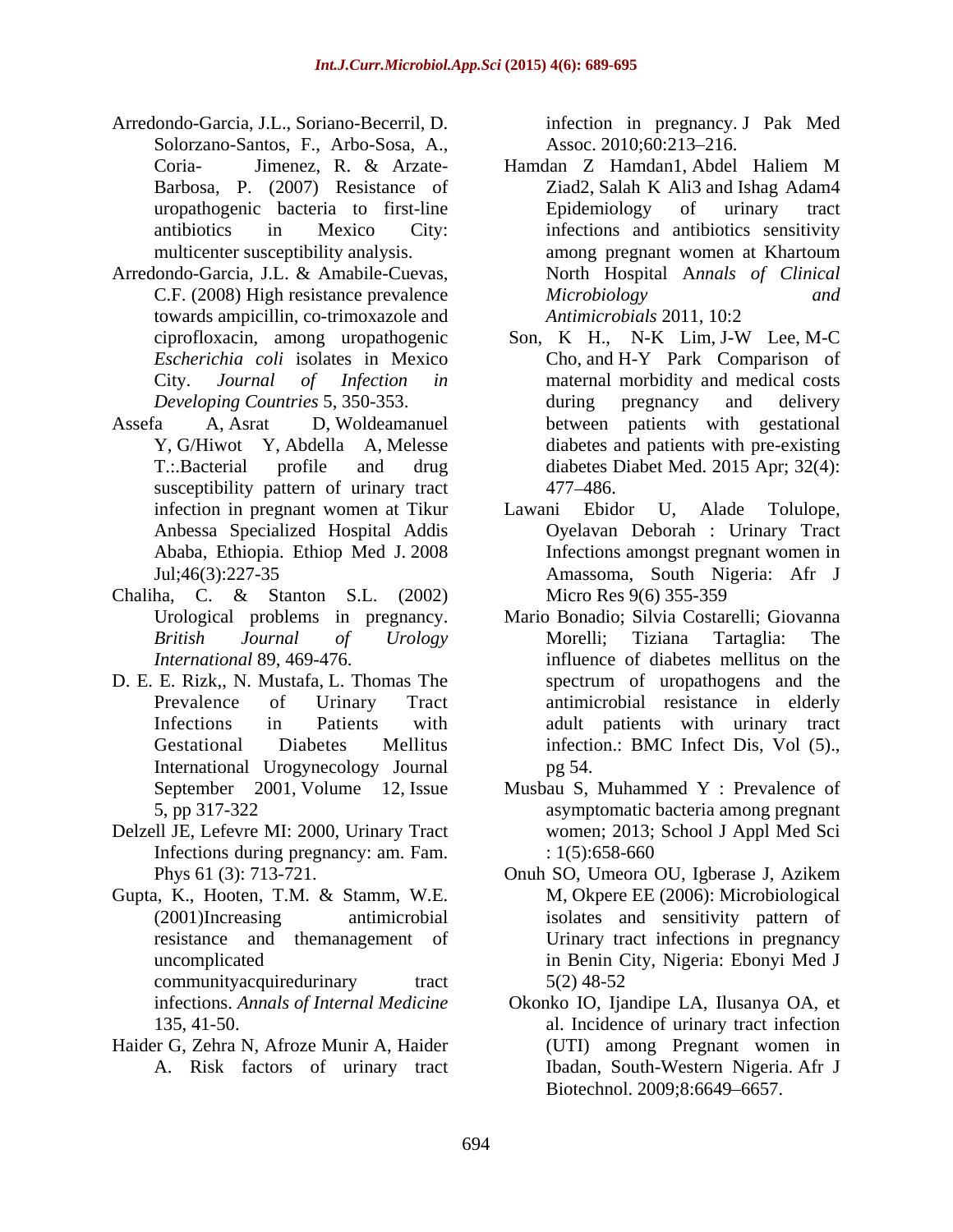Arredondo-Garcia, J.L., Soriano-Becerril, D. Solorzano-Santos, F., Arbo-Sosa, A., Coria- Jimenez, R. & Arzate-Barbosa, P. (2007) Resistance of uropathogenic bacteria to first-line antibiotics in Mexico City: multicenter susceptibility analysis.

Arredondo-Garcia, J.L. & Amabile-Cuevas, C.F. (2008) High resistance prevalence towards ampicillin, co-trimoxazole and ciprofloxacin, among uropathogenic *Escherichia coli* isolates in Mexico City. *Journal of Infection in Developing Countries* 5, 350-353.

Assefa A, Asrat D, Woldeamanuel Y, G/Hiwot Y, Abdella A, Melesse T.:.Bacterial profile and drug susceptibility pattern of urinary tract infection in pregnant women at Tikur Anbessa Specialized Hospital Addis Ababa, Ethiopia. Ethiop Med J. 2008 Jul;46(3):227-35

Chaliha, C. & Stanton S.L. (2002) Urological problems in pregnancy. *British Journal of Urology International* 89, 469-476.

D. E. E. Rizk,, N. Mustafa, L. Thomas The Prevalence of Urinary Tract Infections in Patients with Gestational Diabetes Mellitus International Urogynecology Journal September 2001, Volume 12, Issue 5, pp 317-322

Delzell JE, Lefevre MI: 2000, Urinary Tract Infections during pregnancy: am. Fam. Phys 61 (3): 713-721.

Gupta, K., Hooten, T.M. & Stamm, W.E. (2001)Increasing antimicrobial resistance and themanagement of uncomplicated communityacquiredurinary tract infections. *Annals of Internal Medicine* 135, 41-50.

Haider G, Zehra N, Afroze Munir A, Haider A. Risk factors of urinary tract infection in pregnancy. J Pak Med Assoc. 2010;60:213–216.

Hamdan Z Hamdan1, Abdel Haliem M Ziad2, Salah K Ali3 and Ishag Adam4 Epidemiology of urinary tract infections and antibiotics sensitivity among pregnant women at Khartoum North Hospital A*nnals of Clinical Microbiology and Antimicrobials* 2011, 10:2

Son, K H., N-K Lim, J-W Lee, M-C Cho, and H-Y Park Comparison of maternal morbidity and medical costs during pregnancy and delivery between patients with gestational diabetes and patients with pre-existing diabetes Diabet Med. 2015 Apr; 32(4): 477–486.

Lawani Ebidor U, Alade Tolulope, Oyelavan Deborah : Urinary Tract Infections amongst pregnant women in Amassoma, South Nigeria: Afr J Micro Res 9(6) 355-359

Mario Bonadio; Silvia Costarelli; Giovanna Morelli; Tiziana Tartaglia: The influence of diabetes mellitus on the spectrum of uropathogens and the antimicrobial resistance in elderly adult patients with urinary tract infection.: BMC Infect Dis, Vol (5)., pg 54.

Musbau S, Muhammed Y : Prevalence of asymptomatic bacteria among pregnant women; 2013; School J Appl Med Sci : 1(5):658-660

Onuh SO, Umeora OU, Igberase J, Azikem M, Okpere EE (2006): Microbiological isolates and sensitivity pattern of Urinary tract infections in pregnancy in Benin City, Nigeria: Ebonyi Med J 5(2) 48-52

Okonko IO, Ijandipe LA, Ilusanya OA, et al. Incidence of urinary tract infection (UTI) among Pregnant women in Ibadan, South-Western Nigeria. Afr J Biotechnol. 2009;8:6649–6657.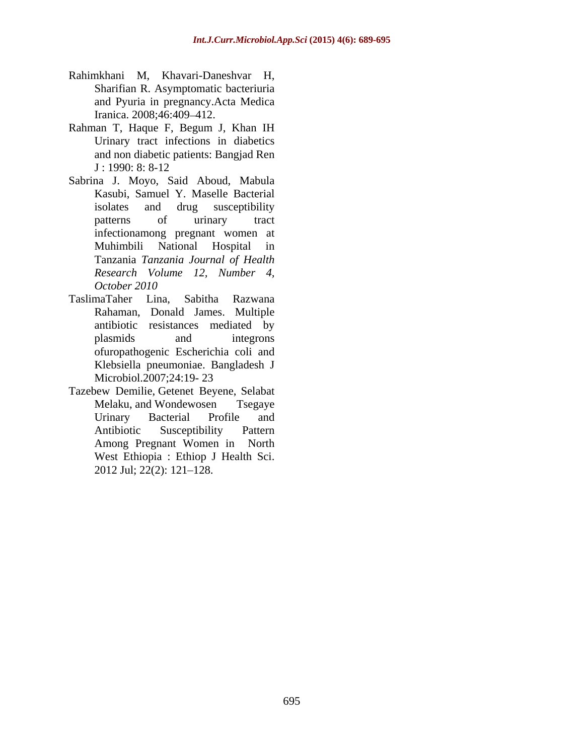Rahimkhani M, Khavari-Daneshvar H, Sharifian R. Asymptomatic bacteriuria and Pyuria in pregnancy.Acta Medica Iranica. 2008;46:409–412.

Rahman T, Haque F, Begum J, Khan IH Urinary tract infections in diabetics and non diabetic patients: Bangjad Ren J : 1990: 8: 8-12

Sabrina J. Moyo, Said Aboud, Mabula Kasubi, Samuel Y. Maselle Bacterial isolates and drug susceptibility patterns of urinary tract infectionamong pregnant women at Muhimbili National Hospital in Tanzania *Tanzania Journal of Health Research Volume 12, Number 4, October 2010*

TaslimaTaher Lina, Sabitha Razwana Rahaman, Donald James. Multiple antibiotic resistances mediated by plasmids and integrons ofuropathogenic Escherichia coli and Klebsiella pneumoniae. Bangladesh J Microbiol.2007;24:19- 23

Tazebew Demilie, Getenet Beyene, Selabat Melaku, and Wondewosen Tsegaye Urinary Bacterial Profile and Antibiotic Susceptibility Pattern Among Pregnant Women in North West Ethiopia : Ethiop J Health Sci. 2012 Jul; 22(2): 121–128.